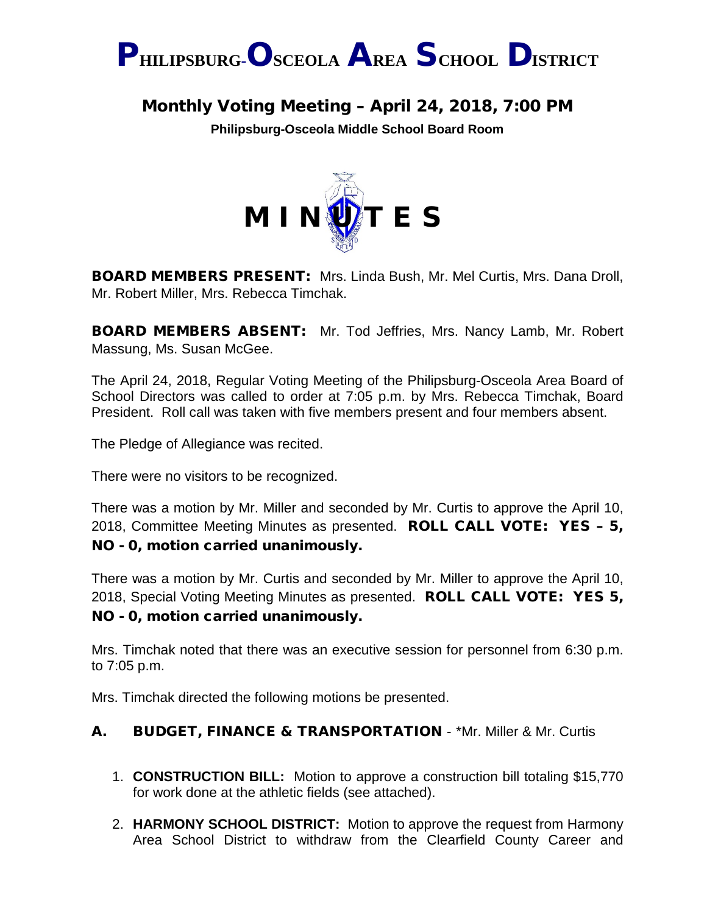# PHILIPSBURG-OSCEOLA AREA SCHOOL DISTRICT

## Monthly Voting Meeting – April 24, 2018, 7:00 PM

**Philipsburg-Osceola Middle School Board Room**

# MINUTES

**BOARD MEMBERS PRESENT:** Mrs. Linda Bush, Mr. Mel Curtis, Mrs. Dana Droll, Mr. Robert Miller, Mrs. Rebecca Timchak.

**BOARD MEMBERS ABSENT:** Mr. Tod Jeffries, Mrs. Nancy Lamb, Mr. Robert Massung, Ms. Susan McGee.

The April 24, 2018, Regular Voting Meeting of the Philipsburg-Osceola Area Board of School Directors was called to order at 7:05 p.m. by Mrs. Rebecca Timchak, Board President. Roll call was taken with five members present and four members absent.

The Pledge of Allegiance was recited.

There were no visitors to be recognized.

There was a motion by Mr. Miller and seconded by Mr. Curtis to approve the April 10, 2018, Committee Meeting Minutes as presented. **ROLL CALL VOTE: YES – 5, NO - 0, motion carried unanimously.**

There was a motion by Mr. Curtis and seconded by Mr. Miller to approve the April 10, 2018, Special Voting Meeting Minutes as presented. **ROLL CALL VOTE: YES 5, NO - 0, motion carried unanimously.**

Mrs. Timchak noted that there was an executive session for personnel from 6:30 p.m. to 7:05 p.m.

Mrs. Timchak directed the following motions be presented.

### A. BUDGET, FINANCE & TRANSPORTATION - *Mr. Miller & Mr. Curtis

1. **CONSTRUCTION BILL:** Motion to approve a construction bill totaling $15,770 for work done at the athletic fields (see attached).
2. **HARMONY SCHOOL DISTRICT:** Motion to approve the request from Harmony Area School District to withdraw from the Clearfield County Career and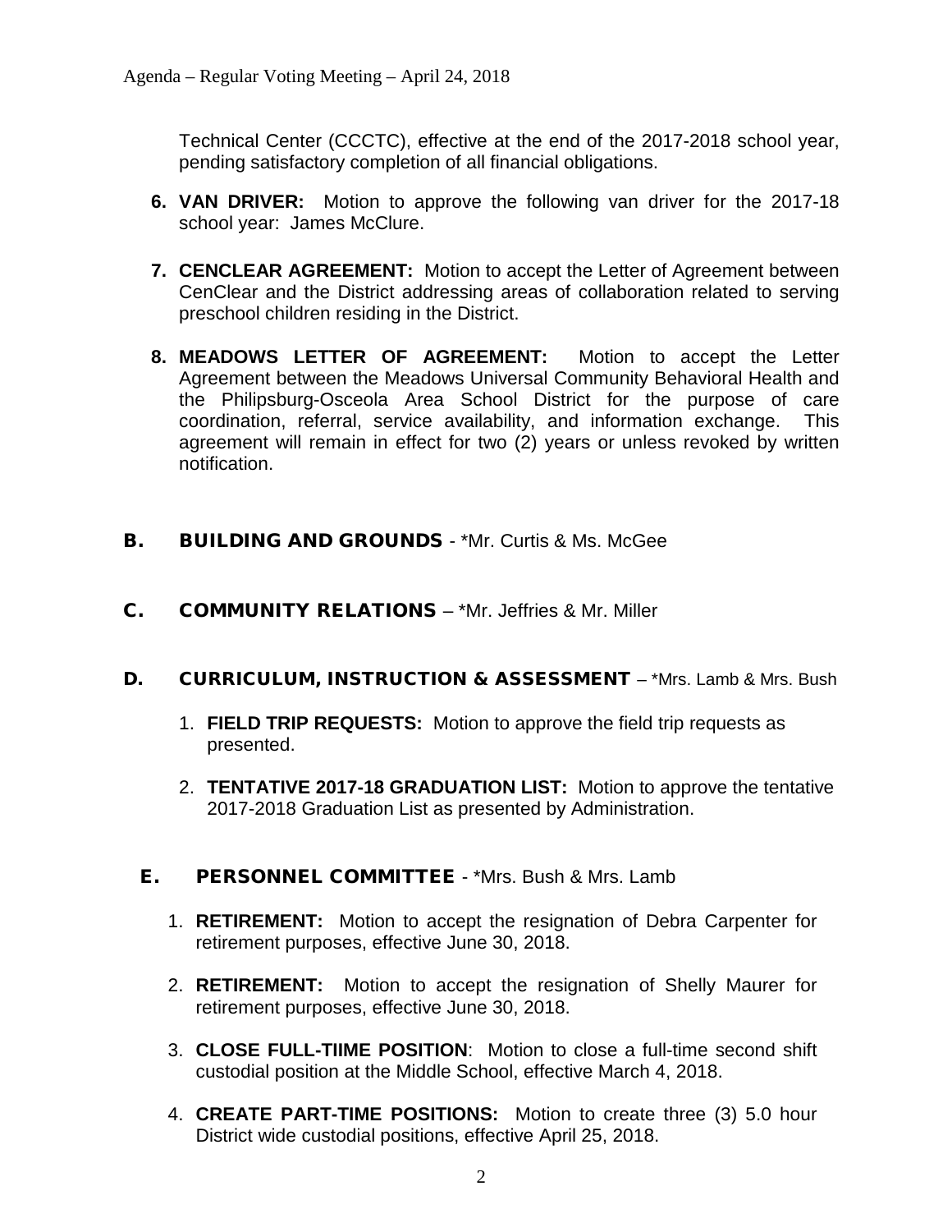Technical Center (CCCTC), effective at the end of the 2017-2018 school year, pending satisfactory completion of all financial obligations.

6. **VAN DRIVER:** Motion to approve the following van driver for the 2017-18 school year: James McClure.

7. **CENCLEAR AGREEMENT:** Motion to accept the Letter of Agreement between CenClear and the District addressing areas of collaboration related to serving preschool children residing in the District.

8. **MEADOWS LETTER OF AGREEMENT:** Motion to accept the Letter Agreement between the Meadows Universal Community Behavioral Health and the Philipsburg-Osceola Area School District for the purpose of care coordination, referral, service availability, and information exchange. This agreement will remain in effect for two (2) years or unless revoked by written notification.

## B. BUILDING AND GROUNDS - *Mr. Curtis & Ms. McGee

## C. COMMUNITY RELATIONS – *Mr. Jeffries & Mr. Miller

## D. CURRICULUM, INSTRUCTION & ASSESSMENT – *Mrs. Lamb & Mrs. Bush

1. **FIELD TRIP REQUESTS:** Motion to approve the field trip requests as presented.

2. **TENTATIVE 2017-18 GRADUATION LIST:** Motion to approve the tentative 2017-2018 Graduation List as presented by Administration.

## E. PERSONNEL COMMITTEE - *Mrs. Bush & Mrs. Lamb

1. **RETIREMENT:** Motion to accept the resignation of Debra Carpenter for retirement purposes, effective June 30, 2018.

2. **RETIREMENT:** Motion to accept the resignation of Shelly Maurer for retirement purposes, effective June 30, 2018.

3. **CLOSE FULL-TIIME POSITION**: Motion to close a full-time second shift custodial position at the Middle School, effective March 4, 2018.

4. **CREATE PART-TIME POSITIONS:** Motion to create three (3) 5.0 hour District wide custodial positions, effective April 25, 2018.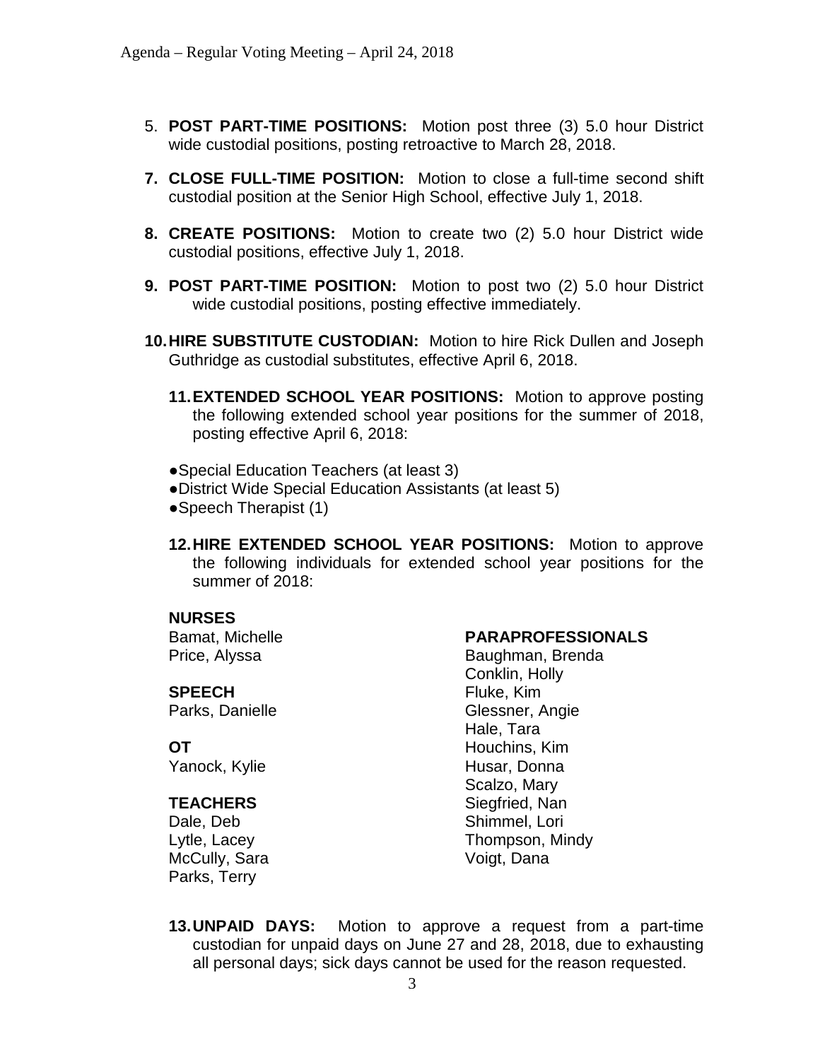5. **POST PART-TIME POSITIONS:** Motion post three (3) 5.0 hour District wide custodial positions, posting retroactive to March 28, 2018.

7. **CLOSE FULL-TIME POSITION:** Motion to close a full-time second shift custodial position at the Senior High School, effective July 1, 2018.

8. **CREATE POSITIONS:** Motion to create two (2) 5.0 hour District wide custodial positions, effective July 1, 2018.

9. **POST PART-TIME POSITION:** Motion to post two (2) 5.0 hour District wide custodial positions, posting effective immediately.

10. **HIRE SUBSTITUTE CUSTODIAN:** Motion to hire Rick Dullen and Joseph Guthridge as custodial substitutes, effective April 6, 2018.

11. **EXTENDED SCHOOL YEAR POSITIONS:** Motion to approve posting the following extended school year positions for the summer of 2018, posting effective April 6, 2018:

- Special Education Teachers (at least 3)
- District Wide Special Education Assistants (at least 5)
- Speech Therapist (1)

12. **HIRE EXTENDED SCHOOL YEAR POSITIONS:** Motion to approve the following individuals for extended school year positions for the summer of 2018:

**NURSES**
Bamat, Michelle
Price, Alyssa

**SPEECH**
Parks, Danielle

**OT**
Yanock, Kylie

**TEACHERS**
Dale, Deb
Lytle, Lacey
McCully, Sara
Parks, Terry

**PARAPROFESSIONALS**
Baughman, Brenda
Conklin, Holly
Fluke, Kim
Glessner, Angie
Hale, Tara
Houchins, Kim
Husar, Donna
Scalzo, Mary
Siegfried, Nan
Shimmel, Lori
Thompson, Mindy
Voigt, Dana

13. **UNPAID DAYS:** Motion to approve a request from a part-time custodian for unpaid days on June 27 and 28, 2018, due to exhausting all personal days; sick days cannot be used for the reason requested.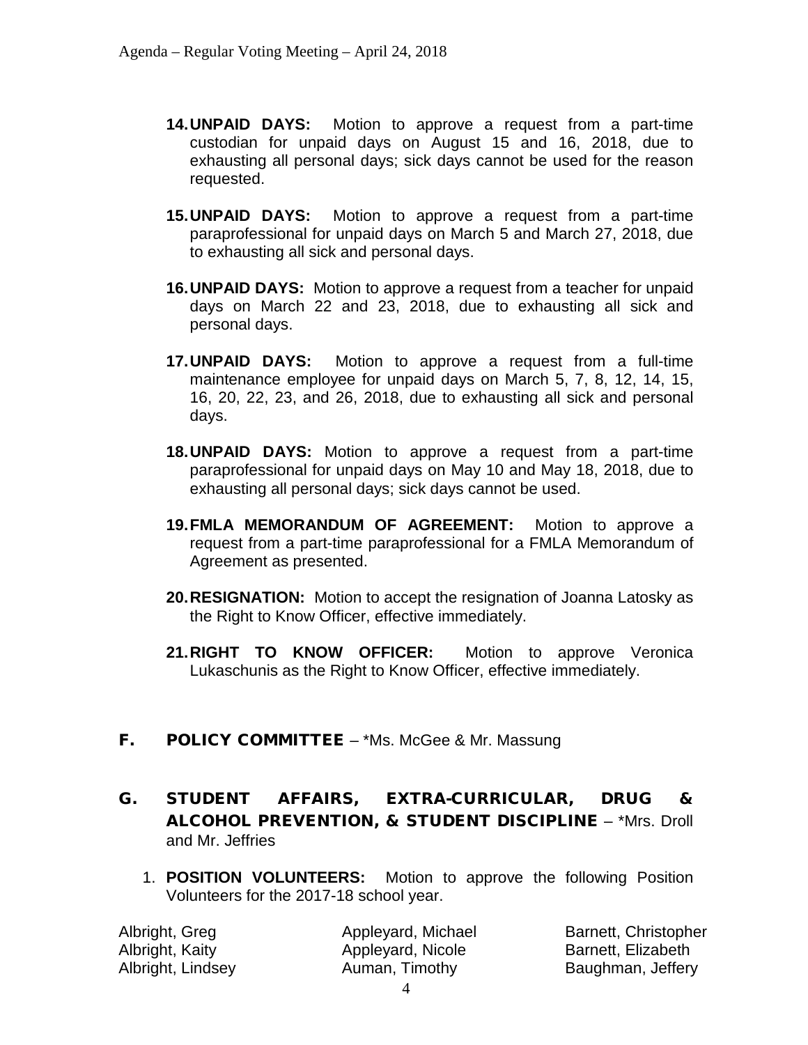14. **UNPAID DAYS:** Motion to approve a request from a part-time custodian for unpaid days on August 15 and 16, 2018, due to exhausting all personal days; sick days cannot be used for the reason requested.

15. **UNPAID DAYS:** Motion to approve a request from a part-time paraprofessional for unpaid days on March 5 and March 27, 2018, due to exhausting all sick and personal days.

16. **UNPAID DAYS:** Motion to approve a request from a teacher for unpaid days on March 22 and 23, 2018, due to exhausting all sick and personal days.

17. **UNPAID DAYS:** Motion to approve a request from a full-time maintenance employee for unpaid days on March 5, 7, 8, 12, 14, 15, 16, 20, 22, 23, and 26, 2018, due to exhausting all sick and personal days.

18. **UNPAID DAYS:** Motion to approve a request from a part-time paraprofessional for unpaid days on May 10 and May 18, 2018, due to exhausting all personal days; sick days cannot be used.

19. **FMLA MEMORANDUM OF AGREEMENT:** Motion to approve a request from a part-time paraprofessional for a FMLA Memorandum of Agreement as presented.

20. **RESIGNATION:** Motion to accept the resignation of Joanna Latosky as the Right to Know Officer, effective immediately.

21. **RIGHT TO KNOW OFFICER:** Motion to approve Veronica Lukaschunis as the Right to Know Officer, effective immediately.

## F. POLICY COMMITTEE – *Ms. McGee & Mr. Massung

## G. STUDENT AFFAIRS, EXTRA-CURRICULAR, DRUG & ALCOHOL PREVENTION, & STUDENT DISCIPLINE – *Mrs. Droll and Mr. Jeffries

1. **POSITION VOLUNTEERS:** Motion to approve the following Position Volunteers for the 2017-18 school year.

| | | |
|---|---|---|
| Albright, Greg | Appleyard, Michael | Barnett, Christopher |
| Albright, Kaity | Appleyard, Nicole | Barnett, Elizabeth |
| Albright, Lindsey | Auman, Timothy | Baughman, Jeffery |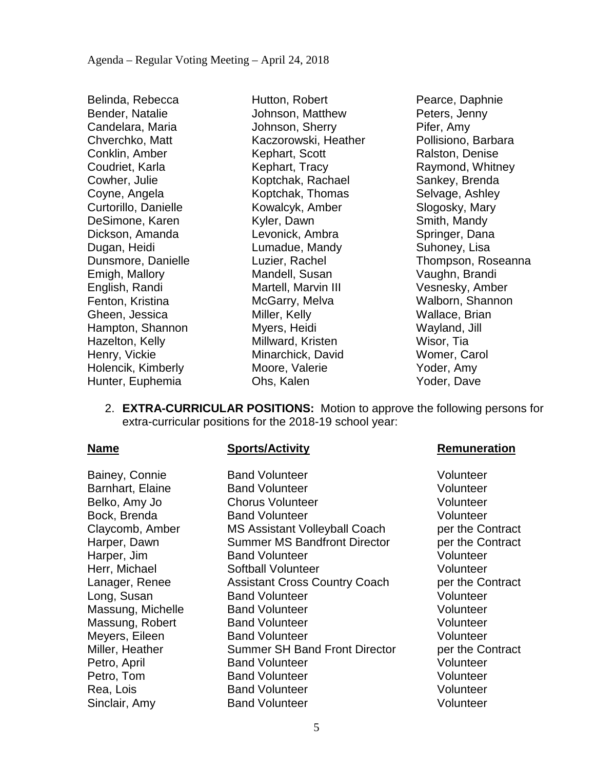Belinda, Rebecca
Bender, Natalie
Candelara, Maria
Chverchko, Matt
Conklin, Amber
Coudriet, Karla
Cowher, Julie
Coyne, Angela
Curtorillo, Danielle
DeSimone, Karen
Dickson, Amanda
Dugan, Heidi
Dunsmore, Danielle
Emigh, Mallory
English, Randi
Fenton, Kristina
Gheen, Jessica
Hampton, Shannon
Hazelton, Kelly
Henry, Vickie
Holencik, Kimberly
Hunter, Euphemia
Hutton, Robert
Johnson, Matthew
Johnson, Sherry
Kaczorowski, Heather
Kephart, Scott
Kephart, Tracy
Koptchak, Rachael
Koptchak, Thomas
Kowalcyk, Amber
Kyler, Dawn
Levonick, Ambra
Lumadue, Mandy
Luzier, Rachel
Mandell, Susan
Martell, Marvin III
McGarry, Melva
Miller, Kelly
Myers, Heidi
Millward, Kristen
Minarchick, David
Moore, Valerie
Ohs, Kalen
Pearce, Daphnie
Peters, Jenny
Pifer, Amy
Pollisiono, Barbara
Ralston, Denise
Raymond, Whitney
Sankey, Brenda
Selvage, Ashley
Slogosky, Mary
Smith, Mandy
Springer, Dana
Suhoney, Lisa
Thompson, Roseanna
Vaughn, Brandi
Vesnesky, Amber
Walborn, Shannon
Wallace, Brian
Wayland, Jill
Wisor, Tia
Womer, Carol
Yoder, Amy
Yoder, Dave

2. **EXTRA-CURRICULAR POSITIONS:** Motion to approve the following persons for extra-curricular positions for the 2018-19 school year:

| Name | Sports/Activity | Remuneration |
|---|---|---|
| Bainey, Connie | Band Volunteer | Volunteer |
| Barnhart, Elaine | Band Volunteer | Volunteer |
| Belko, Amy Jo | Chorus Volunteer | Volunteer |
| Bock, Brenda | Band Volunteer | Volunteer |
| Claycomb, Amber | MS Assistant Volleyball Coach | per the Contract |
| Harper, Dawn | Summer MS Bandfront Director | per the Contract |
| Harper, Jim | Band Volunteer | Volunteer |
| Herr, Michael | Softball Volunteer | Volunteer |
| Lanager, Renee | Assistant Cross Country Coach | per the Contract |
| Long, Susan | Band Volunteer | Volunteer |
| Massung, Michelle | Band Volunteer | Volunteer |
| Massung, Robert | Band Volunteer | Volunteer |
| Meyers, Eileen | Band Volunteer | Volunteer |
| Miller, Heather | Summer SH Band Front Director | per the Contract |
| Petro, April | Band Volunteer | Volunteer |
| Petro, Tom | Band Volunteer | Volunteer |
| Rea, Lois | Band Volunteer | Volunteer |
| Sinclair, Amy | Band Volunteer | Volunteer |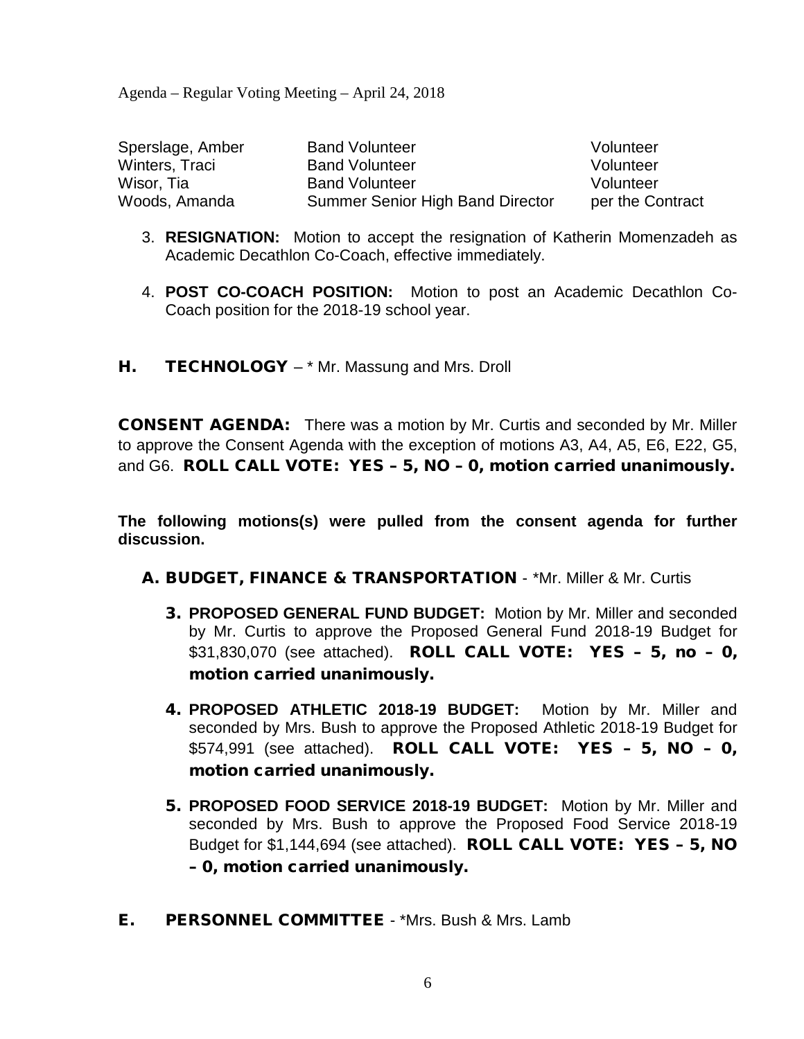| | | |
|---|---|---|
| Sperslage, Amber | Band Volunteer | Volunteer |
| Winters, Traci | Band Volunteer | Volunteer |
| Wisor, Tia | Band Volunteer | Volunteer |
| Woods, Amanda | Summer Senior High Band Director | per the Contract |

3. **RESIGNATION:** Motion to accept the resignation of Katherin Momenzadeh as Academic Decathlon Co-Coach, effective immediately.

4. **POST CO-COACH POSITION:** Motion to post an Academic Decathlon Co-Coach position for the 2018-19 school year.

## H. TECHNOLOGY – * Mr. Massung and Mrs. Droll

**CONSENT AGENDA:** There was a motion by Mr. Curtis and seconded by Mr. Miller to approve the Consent Agenda with the exception of motions A3, A4, A5, E6, E22, G5, and G6. **ROLL CALL VOTE: YES – 5, NO – 0, motion carried unanimously.**

**The following motions(s) were pulled from the consent agenda for further discussion.**

### A. BUDGET, FINANCE & TRANSPORTATION - *Mr. Miller & Mr. Curtis

3. **PROPOSED GENERAL FUND BUDGET:** Motion by Mr. Miller and seconded by Mr. Curtis to approve the Proposed General Fund 2018-19 Budget for $31,830,070 (see attached). **ROLL CALL VOTE: YES – 5, no – 0, motion carried unanimously.**

4. **PROPOSED ATHLETIC 2018-19 BUDGET:** Motion by Mr. Miller and seconded by Mrs. Bush to approve the Proposed Athletic 2018-19 Budget for $574,991 (see attached). **ROLL CALL VOTE: YES – 5, NO – 0, motion carried unanimously.**

5. **PROPOSED FOOD SERVICE 2018-19 BUDGET:** Motion by Mr. Miller and seconded by Mrs. Bush to approve the Proposed Food Service 2018-19 Budget for $1,144,694 (see attached). **ROLL CALL VOTE: YES – 5, NO – 0, motion carried unanimously.**

## E. PERSONNEL COMMITTEE - *Mrs. Bush & Mrs. Lamb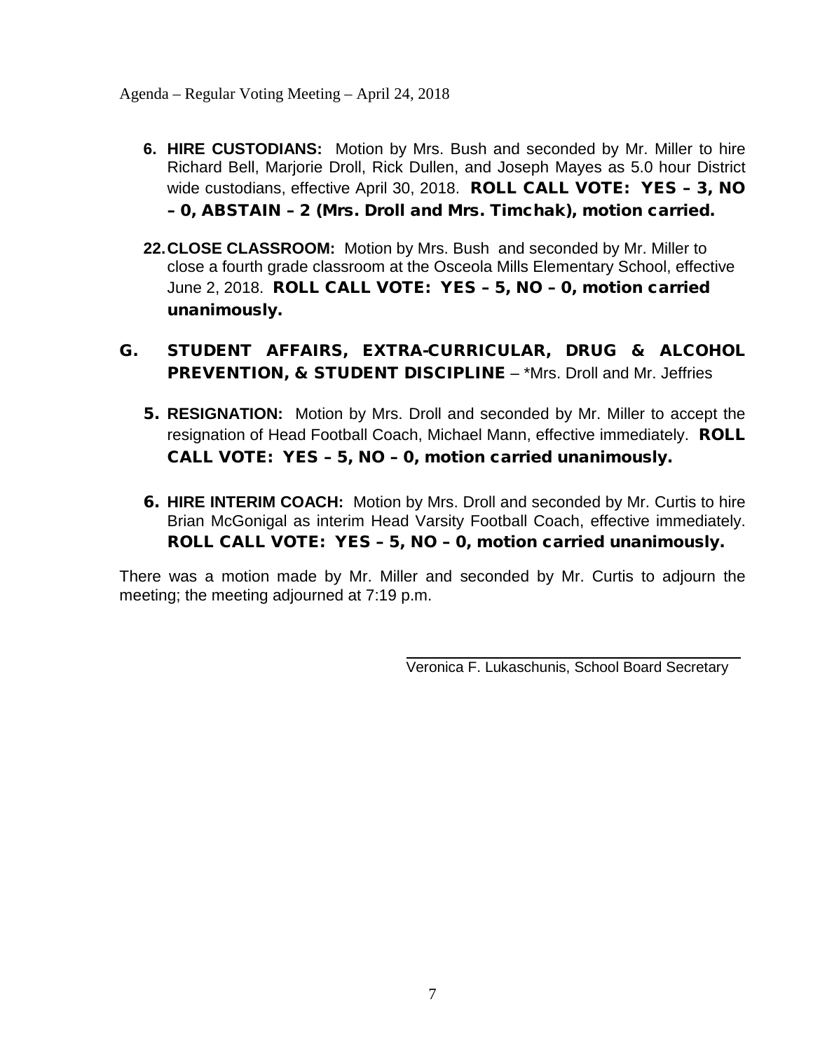6. **HIRE CUSTODIANS:** Motion by Mrs. Bush and seconded by Mr. Miller to hire Richard Bell, Marjorie Droll, Rick Dullen, and Joseph Mayes as 5.0 hour District wide custodians, effective April 30, 2018. **ROLL CALL VOTE: YES – 3, NO – 0, ABSTAIN – 2 (Mrs. Droll and Mrs. Timchak), motion carried.**

22. **CLOSE CLASSROOM:** Motion by Mrs. Bush and seconded by Mr. Miller to close a fourth grade classroom at the Osceola Mills Elementary School, effective June 2, 2018. **ROLL CALL VOTE: YES – 5, NO – 0, motion carried unanimously.**

## G. STUDENT AFFAIRS, EXTRA-CURRICULAR, DRUG & ALCOHOL PREVENTION, & STUDENT DISCIPLINE – *Mrs. Droll and Mr. Jeffries

5. **RESIGNATION:** Motion by Mrs. Droll and seconded by Mr. Miller to accept the resignation of Head Football Coach, Michael Mann, effective immediately. **ROLL CALL VOTE: YES – 5, NO – 0, motion carried unanimously.**

6. **HIRE INTERIM COACH:** Motion by Mrs. Droll and seconded by Mr. Curtis to hire Brian McGonigal as interim Head Varsity Football Coach, effective immediately. **ROLL CALL VOTE: YES – 5, NO – 0, motion carried unanimously.**

There was a motion made by Mr. Miller and seconded by Mr. Curtis to adjourn the meeting; the meeting adjourned at 7:19 p.m.

Veronica F. Lukaschunis, School Board Secretary